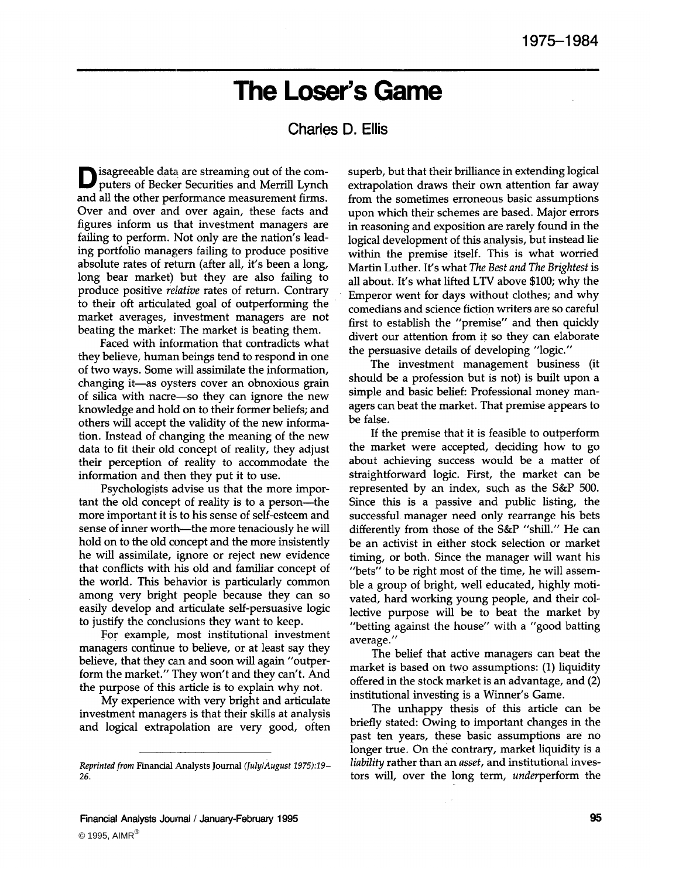1975–1984

# The Loser's Game

Charles D. Ellis

Disagreeable data are streaming out of the computers of Becker Securities and Merrill Lynch and all the other performance measurement firms. Over and over and over again, these facts and figures inform us that investment managers are failing to perform. Not only are the nation's leading portfolio managers failing to produce positive absolute rates of return (after all, it's been a long, long bear market) but they are also failing to produce positive *relative* rates of return. Contrary to their oft articulated goal of outperforming the market averages, investment managers are not beating the market: The market is beating them.

Faced with information that contradicts what they believe, human beings tend to respond in one of two ways. Some will assimilate the information, changing it—as oysters cover an obnoxious grain of silica with nacre—so they can ignore the new knowledge and hold on to their former beliefs; and others will accept the validity of the new information. Instead of changing the meaning of the new data to fit their old concept of reality, they adjust their perception of reality to accommodate the information and then they put it to use.

Psychologists advise us that the more important the old concept of reality is to a person—the more important it is to his sense of self-esteem and sense of inner worth—the more tenaciously he will hold on to the old concept and the more insistently he will assimilate, ignore or reject new evidence that conflicts with his old and familiar concept of the world. This behavior is particularly common among very bright people because they can so easily develop and articulate self-persuasive logic to justify the conclusions they want to keep.

For example, most institutional investment managers continue to believe, or at least say they believe, that they can and soon will again "outperform the market." They won't and they can't. And the purpose of this article is to explain why not.

My experience with very bright and articulate investment managers is that their skills at analysis and logical extrapolation are very good, often superb, but that their brilliance in extending logical extrapolation draws their own attention far away from the sometimes erroneous basic assumptions upon which their schemes are based. Major errors in reasoning and exposition are rarely found in the logical development of this analysis, but instead lie within the premise itself. This is what worried Martin Luther. It's what *The Best and The Brightest* is all about. It's what lifted LTV above $100; why the Emperor went for days without clothes; and why comedians and science fiction writers are so careful first to establish the "premise" and then quickly divert our attention from it so they can elaborate the persuasive details of developing "logic."

The investment management business (it should be a profession but is not) is built upon a simple and basic belief: Professional money managers can beat the market. That premise appears to be false.

If the premise that it is feasible to outperform the market were accepted, deciding how to go about achieving success would be a matter of straightforward logic. First, the market can be represented by an index, such as the S&P 500. Since this is a passive and public listing, the successful manager need only rearrange his bets differently from those of the S&P "shill." He can be an activist in either stock selection or market timing, or both. Since the manager will want his "bets" to be right most of the time, he will assemble a group of bright, well educated, highly motivated, hard working young people, and their collective purpose will be to beat the market by "betting against the house" with a "good batting average."

The belief that active managers can beat the market is based on two assumptions: (1) liquidity offered in the stock market is an advantage, and (2) institutional investing is a Winner's Game.

The unhappy thesis of this article can be briefly stated: Owing to important changes in the past ten years, these basic assumptions are no longer true. On the contrary, market liquidity is a *liability* rather than an *asset*, and institutional investors will, over the long term, *under*perform the

*Reprinted from* Financial Analysts Journal *(July/August 1975):19–26.*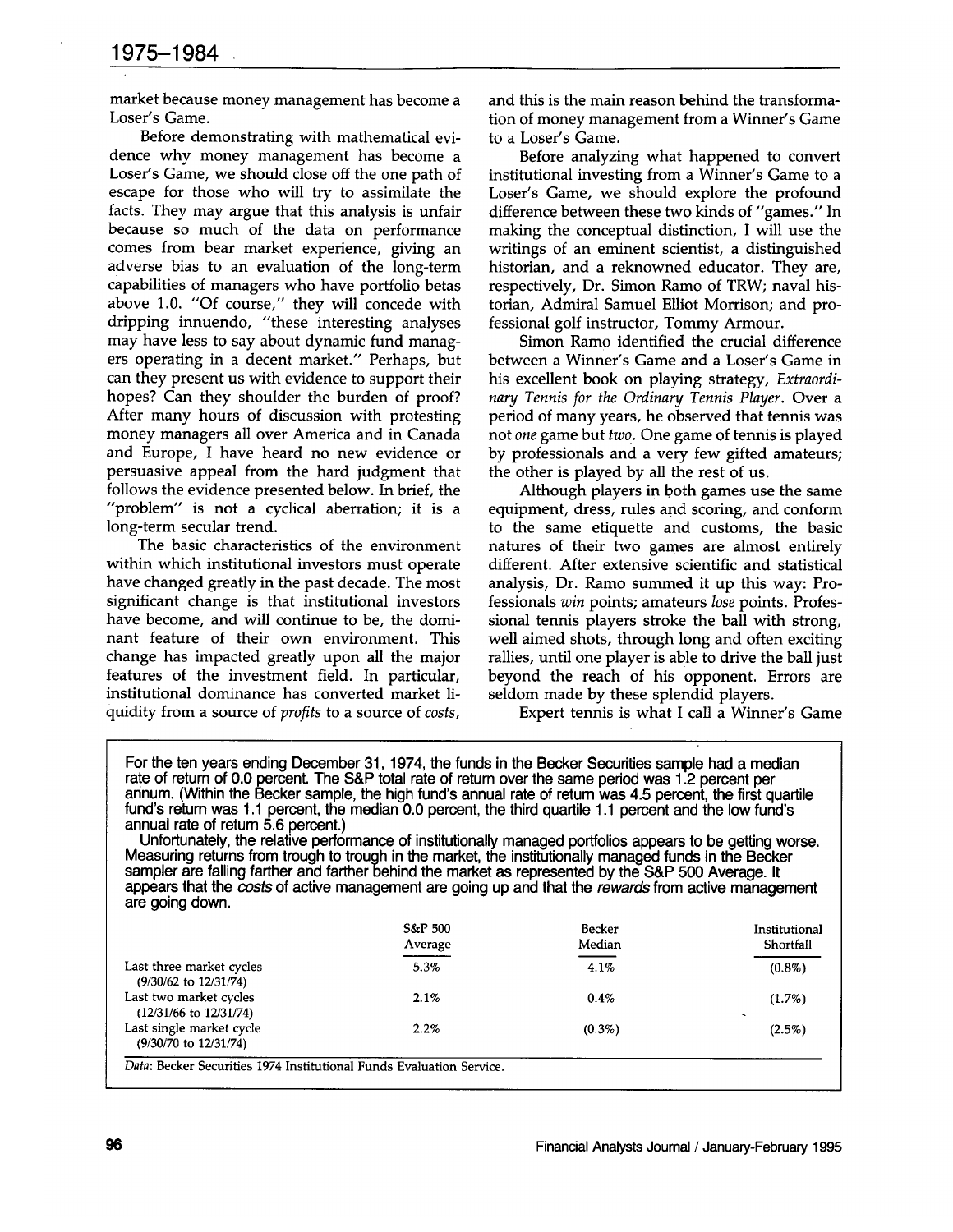market because money management has become a Loser's Game.

Before demonstrating with mathematical evidence why money management has become a Loser's Game, we should close off the one path of escape for those who will try to assimilate the facts. They may argue that this analysis is unfair because so much of the data on performance comes from bear market experience, giving an adverse bias to an evaluation of the long-term capabilities of managers who have portfolio betas above 1.0. "Of course," they will concede with dripping innuendo, "these interesting analyses may have less to say about dynamic fund managers operating in a decent market." Perhaps, but can they present us with evidence to support their hopes? Can they shoulder the burden of proof? After many hours of discussion with protesting money managers all over America and in Canada and Europe, I have heard no new evidence or persuasive appeal from the hard judgment that follows the evidence presented below. In brief, the "problem" is not a cyclical aberration; it is a long-term secular trend.

The basic characteristics of the environment within which institutional investors must operate have changed greatly in the past decade. The most significant change is that institutional investors have become, and will continue to be, the dominant feature of their own environment. This change has impacted greatly upon all the major features of the investment field. In particular, institutional dominance has converted market liquidity from a source of *profits* to a source of *costs*, and this is the main reason behind the transformation of money management from a Winner's Game to a Loser's Game.

Before analyzing what happened to convert institutional investing from a Winner's Game to a Loser's Game, we should explore the profound difference between these two kinds of "games." In making the conceptual distinction, I will use the writings of an eminent scientist, a distinguished historian, and a reknowned educator. They are, respectively, Dr. Simon Ramo of TRW; naval historian, Admiral Samuel Elliot Morrison; and professional golf instructor, Tommy Armour.

Simon Ramo identified the crucial difference between a Winner's Game and a Loser's Game in his excellent book on playing strategy, *Extraordinary Tennis for the Ordinary Tennis Player*. Over a period of many years, he observed that tennis was not *one* game but *two*. One game of tennis is played by professionals and a very few gifted amateurs; the other is played by all the rest of us.

Although players in both games use the same equipment, dress, rules and scoring, and conform to the same etiquette and customs, the basic natures of their two games are almost entirely different. After extensive scientific and statistical analysis, Dr. Ramo summed it up this way: Professionals *win* points; amateurs *lose* points. Professional tennis players stroke the ball with strong, well aimed shots, through long and often exciting rallies, until one player is able to drive the ball just beyond the reach of his opponent. Errors are seldom made by these splendid players.

Expert tennis is what I call a Winner's Game

---

For the ten years ending December 31, 1974, the funds in the Becker Securities sample had a median rate of return of 0.0 percent. The S&P total rate of return over the same period was 1.2 percent per annum. (Within the Becker sample, the high fund's annual rate of return was 4.5 percent, the first quartile fund's return was 1.1 percent, the median 0.0 percent, the third quartile 1.1 percent and the low fund's annual rate of return 5.6 percent.)

Unfortunately, the relative performance of institutionally managed portfolios appears to be getting worse. Measuring returns from trough to trough in the market, the institutionally managed funds in the Becker sampler are falling farther and farther behind the market as represented by the S&P 500 Average. It appears that the *costs* of active management are going up and that the *rewards* from active management are going down.

| | S&P 500 Average | Becker Median | Institutional Shortfall |
|---|---|---|---|
| Last three market cycles (9/30/62 to 12/31/74) | 5.3% | 4.1% | (0.8%) |
| Last two market cycles (12/31/66 to 12/31/74) | 2.1% | 0.4% | (1.7%) |
| Last single market cycle (9/30/70 to 12/31/74) | 2.2% | (0.3%) | (2.5%) |

*Data:* Becker Securities 1974 Institutional Funds Evaluation Service.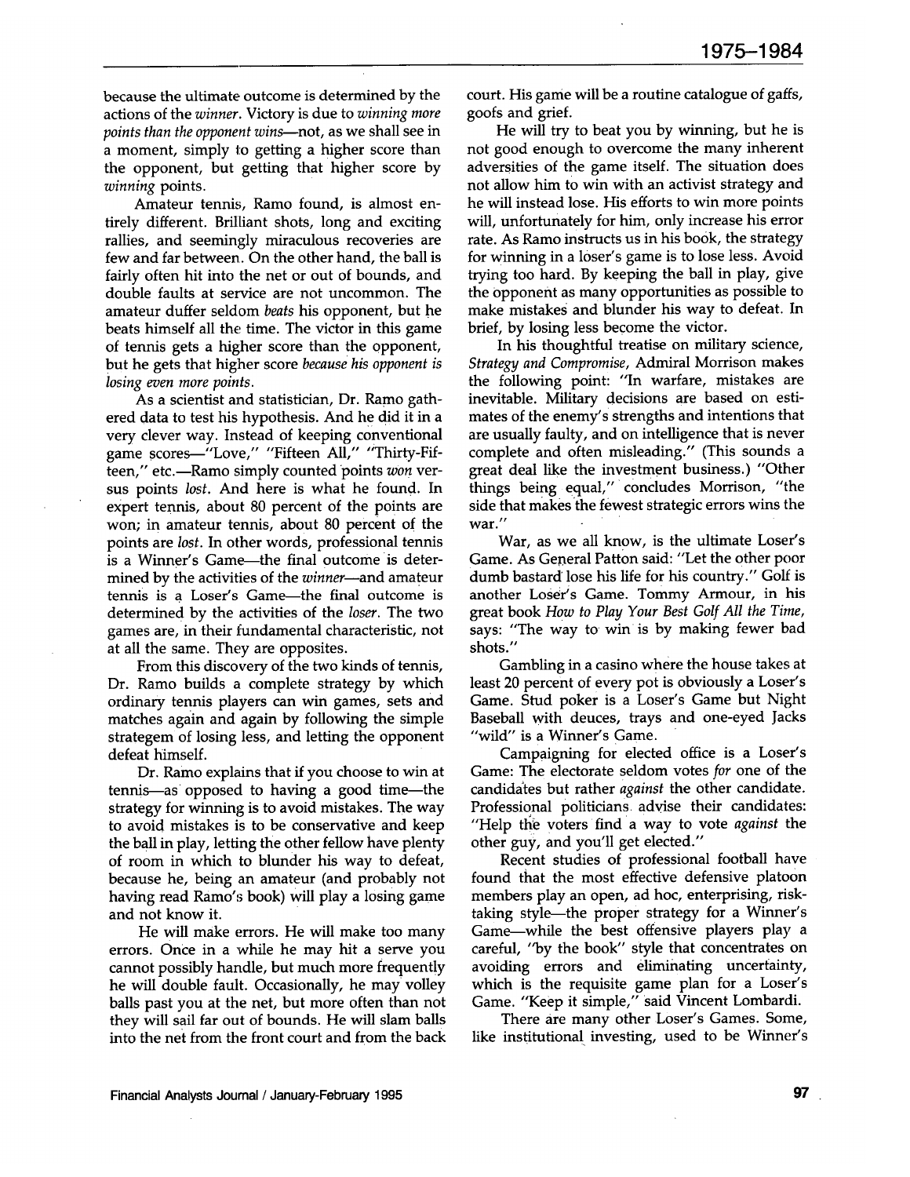because the ultimate outcome is determined by the actions of the *winner*. Victory is due to *winning more points than the opponent wins*—not, as we shall see in a moment, simply to getting a higher score than the opponent, but getting that higher score by *winning* points.

Amateur tennis, Ramo found, is almost entirely different. Brilliant shots, long and exciting rallies, and seemingly miraculous recoveries are few and far between. On the other hand, the ball is fairly often hit into the net or out of bounds, and double faults at service are not uncommon. The amateur duffer seldom *beats* his opponent, but he beats himself all the time. The victor in this game of tennis gets a higher score than the opponent, but he gets that higher score *because his opponent is losing even more points*.

As a scientist and statistician, Dr. Ramo gathered data to test his hypothesis. And he did it in a very clever way. Instead of keeping conventional game scores—"Love," "Fifteen All," "Thirty-Fifteen," etc.—Ramo simply counted points *won* versus points *lost*. And here is what he found. In expert tennis, about 80 percent of the points are won; in amateur tennis, about 80 percent of the points are *lost*. In other words, professional tennis is a Winner's Game—the final outcome is determined by the activities of the *winner*—and amateur tennis is a Loser's Game—the final outcome is determined by the activities of the *loser*. The two games are, in their fundamental characteristic, not at all the same. They are opposites.

From this discovery of the two kinds of tennis, Dr. Ramo builds a complete strategy by which ordinary tennis players can win games, sets and matches again and again by following the simple strategem of losing less, and letting the opponent defeat himself.

Dr. Ramo explains that if you choose to win at tennis—as opposed to having a good time—the strategy for winning is to avoid mistakes. The way to avoid mistakes is to be conservative and keep the ball in play, letting the other fellow have plenty of room in which to blunder his way to defeat, because he, being an amateur (and probably not having read Ramo's book) will play a losing game and not know it.

He will make errors. He will make too many errors. Once in a while he may hit a serve you cannot possibly handle, but much more frequently he will double fault. Occasionally, he may volley balls past you at the net, but more often than not they will sail far out of bounds. He will slam balls into the net from the front court and from the back court. His game will be a routine catalogue of gaffs, goofs and grief.

He will try to beat you by winning, but he is not good enough to overcome the many inherent adversities of the game itself. The situation does not allow him to win with an activist strategy and he will instead lose. His efforts to win more points will, unfortunately for him, only increase his error rate. As Ramo instructs us in his book, the strategy for winning in a loser's game is to lose less. Avoid trying too hard. By keeping the ball in play, give the opponent as many opportunities as possible to make mistakes and blunder his way to defeat. In brief, by losing less become the victor.

In his thoughtful treatise on military science, *Strategy and Compromise*, Admiral Morrison makes the following point: "In warfare, mistakes are inevitable. Military decisions are based on estimates of the enemy's strengths and intentions that are usually faulty, and on intelligence that is never complete and often misleading." (This sounds a great deal like the investment business.) "Other things being equal," concludes Morrison, "the side that makes the fewest strategic errors wins the war."

War, as we all know, is the ultimate Loser's Game. As General Patton said: "Let the other poor dumb bastard lose his life for his country." Golf is another Loser's Game. Tommy Armour, in his great book *How to Play Your Best Golf All the Time*, says: "The way to win is by making fewer bad shots."

Gambling in a casino where the house takes at least 20 percent of every pot is obviously a Loser's Game. Stud poker is a Loser's Game but Night Baseball with deuces, trays and one-eyed Jacks "wild" is a Winner's Game.

Campaigning for elected office is a Loser's Game: The electorate seldom votes *for* one of the candidates but rather *against* the other candidate. Professional politicians advise their candidates: "Help the voters find a way to vote *against* the other guy, and you'll get elected."

Recent studies of professional football have found that the most effective defensive platoon members play an open, ad hoc, enterprising, risk-taking style—the proper strategy for a Winner's Game—while the best offensive players play a careful, "by the book" style that concentrates on avoiding errors and eliminating uncertainty, which is the requisite game plan for a Loser's Game. "Keep it simple," said Vincent Lombardi.

There are many other Loser's Games. Some, like institutional investing, used to be Winner's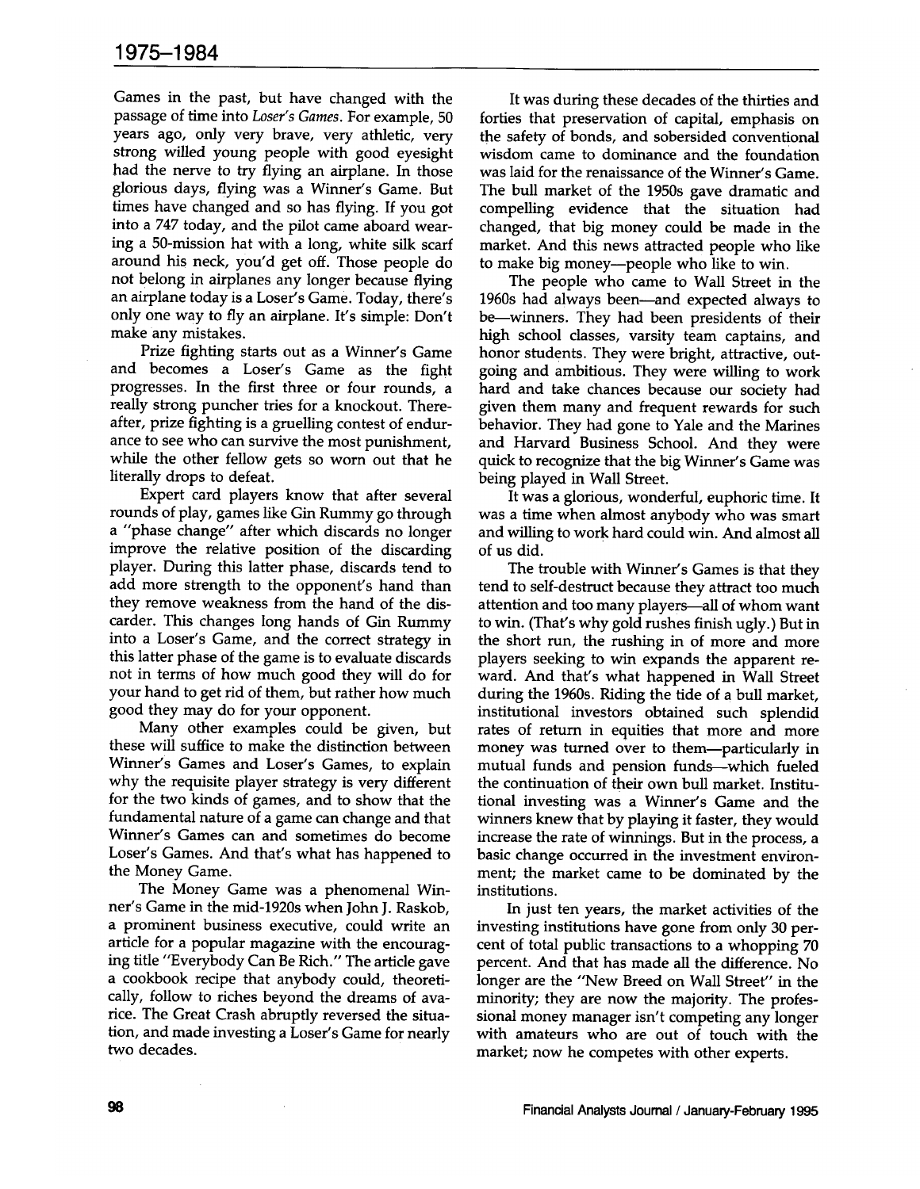Games in the past, but have changed with the passage of time into *Loser's Games*. For example, 50 years ago, only very brave, very athletic, very strong willed young people with good eyesight had the nerve to try flying an airplane. In those glorious days, flying was a Winner's Game. But times have changed and so has flying. If you got into a 747 today, and the pilot came aboard wearing a 50-mission hat with a long, white silk scarf around his neck, you'd get off. Those people do not belong in airplanes any longer because flying an airplane today is a Loser's Game. Today, there's only one way to fly an airplane. It's simple: Don't make any mistakes.

Prize fighting starts out as a Winner's Game and becomes a Loser's Game as the fight progresses. In the first three or four rounds, a really strong puncher tries for a knockout. Thereafter, prize fighting is a gruelling contest of endurance to see who can survive the most punishment, while the other fellow gets so worn out that he literally drops to defeat.

Expert card players know that after several rounds of play, games like Gin Rummy go through a "phase change" after which discards no longer improve the relative position of the discarding player. During this latter phase, discards tend to add more strength to the opponent's hand than they remove weakness from the hand of the discarder. This changes long hands of Gin Rummy into a Loser's Game, and the correct strategy in this latter phase of the game is to evaluate discards not in terms of how much good they will do for your hand to get rid of them, but rather how much good they may do for your opponent.

Many other examples could be given, but these will suffice to make the distinction between Winner's Games and Loser's Games, to explain why the requisite player strategy is very different for the two kinds of games, and to show that the fundamental nature of a game can change and that Winner's Games can and sometimes do become Loser's Games. And that's what has happened to the Money Game.

The Money Game was a phenomenal Winner's Game in the mid-1920s when John J. Raskob, a prominent business executive, could write an article for a popular magazine with the encouraging title "Everybody Can Be Rich." The article gave a cookbook recipe that anybody could, theoretically, follow to riches beyond the dreams of avarice. The Great Crash abruptly reversed the situation, and made investing a Loser's Game for nearly two decades.

It was during these decades of the thirties and forties that preservation of capital, emphasis on the safety of bonds, and sobersided conventional wisdom came to dominance and the foundation was laid for the renaissance of the Winner's Game. The bull market of the 1950s gave dramatic and compelling evidence that the situation had changed, that big money could be made in the market. And this news attracted people who like to make big money—people who like to win.

The people who came to Wall Street in the 1960s had always been—and expected always to be—winners. They had been presidents of their high school classes, varsity team captains, and honor students. They were bright, attractive, outgoing and ambitious. They were willing to work hard and take chances because our society had given them many and frequent rewards for such behavior. They had gone to Yale and the Marines and Harvard Business School. And they were quick to recognize that the big Winner's Game was being played in Wall Street.

It was a glorious, wonderful, euphoric time. It was a time when almost anybody who was smart and willing to work hard could win. And almost all of us did.

The trouble with Winner's Games is that they tend to self-destruct because they attract too much attention and too many players—all of whom want to win. (That's why gold rushes finish ugly.) But in the short run, the rushing in of more and more players seeking to win expands the apparent reward. And that's what happened in Wall Street during the 1960s. Riding the tide of a bull market, institutional investors obtained such splendid rates of return in equities that more and more money was turned over to them—particularly in mutual funds and pension funds—which fueled the continuation of their own bull market. Institutional investing was a Winner's Game and the winners knew that by playing it faster, they would increase the rate of winnings. But in the process, a basic change occurred in the investment environment; the market came to be dominated by the institutions.

In just ten years, the market activities of the investing institutions have gone from only 30 percent of total public transactions to a whopping 70 percent. And that has made all the difference. No longer are the "New Breed on Wall Street" in the minority; they are now the majority. The professional money manager isn't competing any longer with amateurs who are out of touch with the market; now he competes with other experts.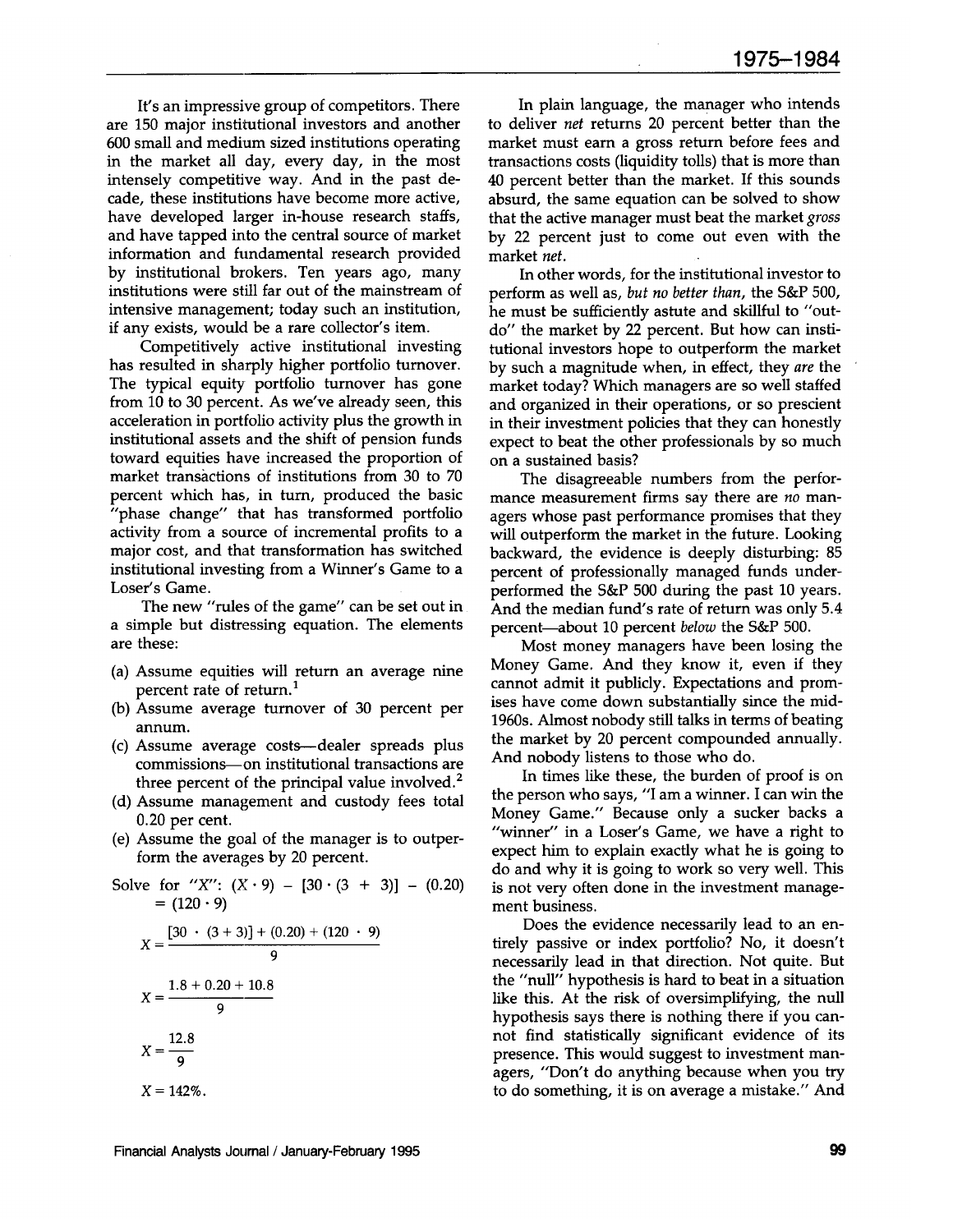It's an impressive group of competitors. There are 150 major institutional investors and another 600 small and medium sized institutions operating in the market all day, every day, in the most intensely competitive way. And in the past decade, these institutions have become more active, have developed larger in-house research staffs, and have tapped into the central source of market information and fundamental research provided by institutional brokers. Ten years ago, many institutions were still far out of the mainstream of intensive management; today such an institution, if any exists, would be a rare collector's item.

Competitively active institutional investing has resulted in sharply higher portfolio turnover. The typical equity portfolio turnover has gone from 10 to 30 percent. As we've already seen, this acceleration in portfolio activity plus the growth in institutional assets and the shift of pension funds toward equities have increased the proportion of market transactions of institutions from 30 to 70 percent which has, in turn, produced the basic "phase change" that has transformed portfolio activity from a source of incremental profits to a major cost, and that transformation has switched institutional investing from a Winner's Game to a Loser's Game.

The new "rules of the game" can be set out in a simple but distressing equation. The elements are these:

(a) Assume equities will return an average nine percent rate of return.[1]
(b) Assume average turnover of 30 percent per annum.
(c) Assume average costs—dealer spreads plus commissions—on institutional transactions are three percent of the principal value involved.[2]
(d) Assume management and custody fees total 0.20 per cent.
(e) Assume the goal of the manager is to outperform the averages by 20 percent.

Solve for "X": $(X \cdot 9) - [30 \cdot (3 + 3)] - (0.20) = (120 \cdot 9)$

$$X = \frac{[30 \cdot (3+3)] + (0.20) + (120 \cdot 9)}{9}$$

$$X = \frac{1.8 + 0.20 + 10.8}{9}$$

$$X = \frac{12.8}{9}$$

$$X = 142\%.$$

In plain language, the manager who intends to deliver *net* returns 20 percent better than the market must earn a gross return before fees and transactions costs (liquidity tolls) that is more than 40 percent better than the market. If this sounds absurd, the same equation can be solved to show that the active manager must beat the market *gross* by 22 percent just to come out even with the market *net*.

In other words, for the institutional investor to perform as well as, *but no better than*, the S&P 500, he must be sufficiently astute and skillful to "outdo" the market by 22 percent. But how can institutional investors hope to outperform the market by such a magnitude when, in effect, they *are* the market today? Which managers are so well staffed and organized in their operations, or so prescient in their investment policies that they can honestly expect to beat the other professionals by so much on a sustained basis?

The disagreeable numbers from the performance measurement firms say there are *no* managers whose past performance promises that they will outperform the market in the future. Looking backward, the evidence is deeply disturbing: 85 percent of professionally managed funds underperformed the S&P 500 during the past 10 years. And the median fund's rate of return was only 5.4 percent—about 10 percent *below* the S&P 500.

Most money managers have been losing the Money Game. And they know it, even if they cannot admit it publicly. Expectations and promises have come down substantially since the mid-1960s. Almost nobody still talks in terms of beating the market by 20 percent compounded annually. And nobody listens to those who do.

In times like these, the burden of proof is on the person who says, "I am a winner. I can win the Money Game." Because only a sucker backs a "winner" in a Loser's Game, we have a right to expect him to explain exactly what he is going to do and why it is going to work so very well. This is not very often done in the investment management business.

Does the evidence necessarily lead to an entirely passive or index portfolio? No, it doesn't necessarily lead in that direction. Not quite. But the "null" hypothesis is hard to beat in a situation like this. At the risk of oversimplifying, the null hypothesis says there is nothing there if you cannot find statistically significant evidence of its presence. This would suggest to investment managers, "Don't do anything because when you try to do something, it is on average a mistake." And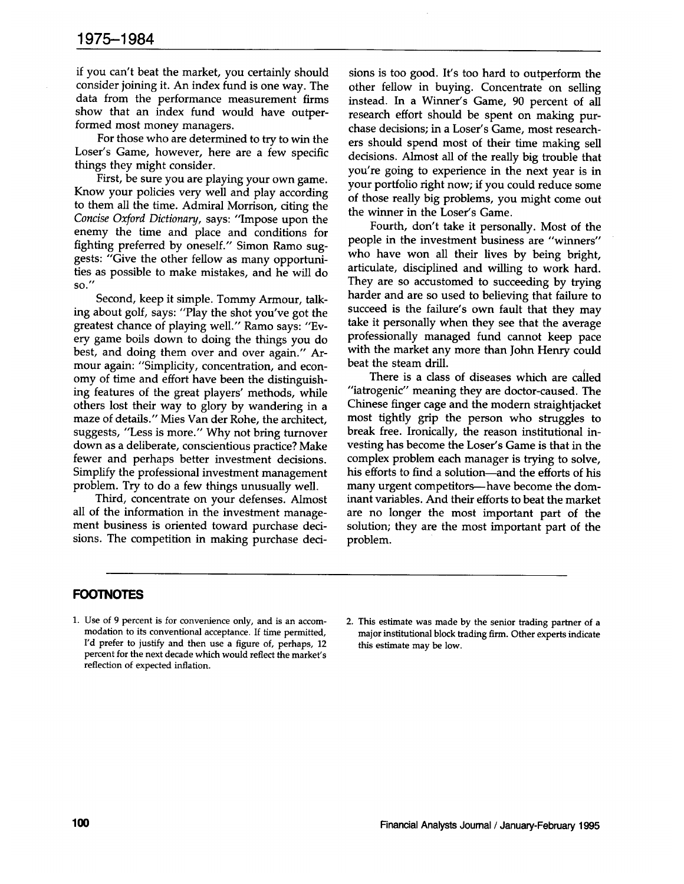if you can't beat the market, you certainly should consider joining it. An index fund is one way. The data from the performance measurement firms show that an index fund would have outperformed most money managers.

For those who are determined to try to win the Loser's Game, however, here are a few specific things they might consider.

First, be sure you are playing your own game. Know your policies very well and play according to them all the time. Admiral Morrison, citing the *Concise Oxford Dictionary*, says: "Impose upon the enemy the time and place and conditions for fighting preferred by oneself." Simon Ramo suggests: "Give the other fellow as many opportunities as possible to make mistakes, and he will do so."

Second, keep it simple. Tommy Armour, talking about golf, says: "Play the shot you've got the greatest chance of playing well." Ramo says: "Every game boils down to doing the things you do best, and doing them over and over again." Armour again: "Simplicity, concentration, and economy of time and effort have been the distinguishing features of the great players' methods, while others lost their way to glory by wandering in a maze of details." Mies Van der Rohe, the architect, suggests, "Less is more." Why not bring turnover down as a deliberate, conscientious practice? Make fewer and perhaps better investment decisions. Simplify the professional investment management problem. Try to do a few things unusually well.

Third, concentrate on your defenses. Almost all of the information in the investment management business is oriented toward purchase decisions. The competition in making purchase decisions is too good. It's too hard to outperform the other fellow in buying. Concentrate on selling instead. In a Winner's Game, 90 percent of all research effort should be spent on making purchase decisions; in a Loser's Game, most researchers should spend most of their time making sell decisions. Almost all of the really big trouble that you're going to experience in the next year is in your portfolio right now; if you could reduce some of those really big problems, you might come out the winner in the Loser's Game.

Fourth, don't take it personally. Most of the people in the investment business are "winners" who have won all their lives by being bright, articulate, disciplined and willing to work hard. They are so accustomed to succeeding by trying harder and are so used to believing that failure to succeed is the failure's own fault that they may take it personally when they see that the average professionally managed fund cannot keep pace with the market any more than John Henry could beat the steam drill.

There is a class of diseases which are called "iatrogenic" meaning they are doctor-caused. The Chinese finger cage and the modern straightjacket most tightly grip the person who struggles to break free. Ironically, the reason institutional investing has become the Loser's Game is that in the complex problem each manager is trying to solve, his efforts to find a solution—and the efforts of his many urgent competitors—have become the dominant variables. And their efforts to beat the market are no longer the most important part of the solution; they are the most important part of the problem.

## FOOTNOTES

1. Use of 9 percent is for convenience only, and is an accommodation to its conventional acceptance. If time permitted, I'd prefer to justify and then use a figure of, perhaps, 12 percent for the next decade which would reflect the market's reflection of expected inflation.
2. This estimate was made by the senior trading partner of a major institutional block trading firm. Other experts indicate this estimate may be low.